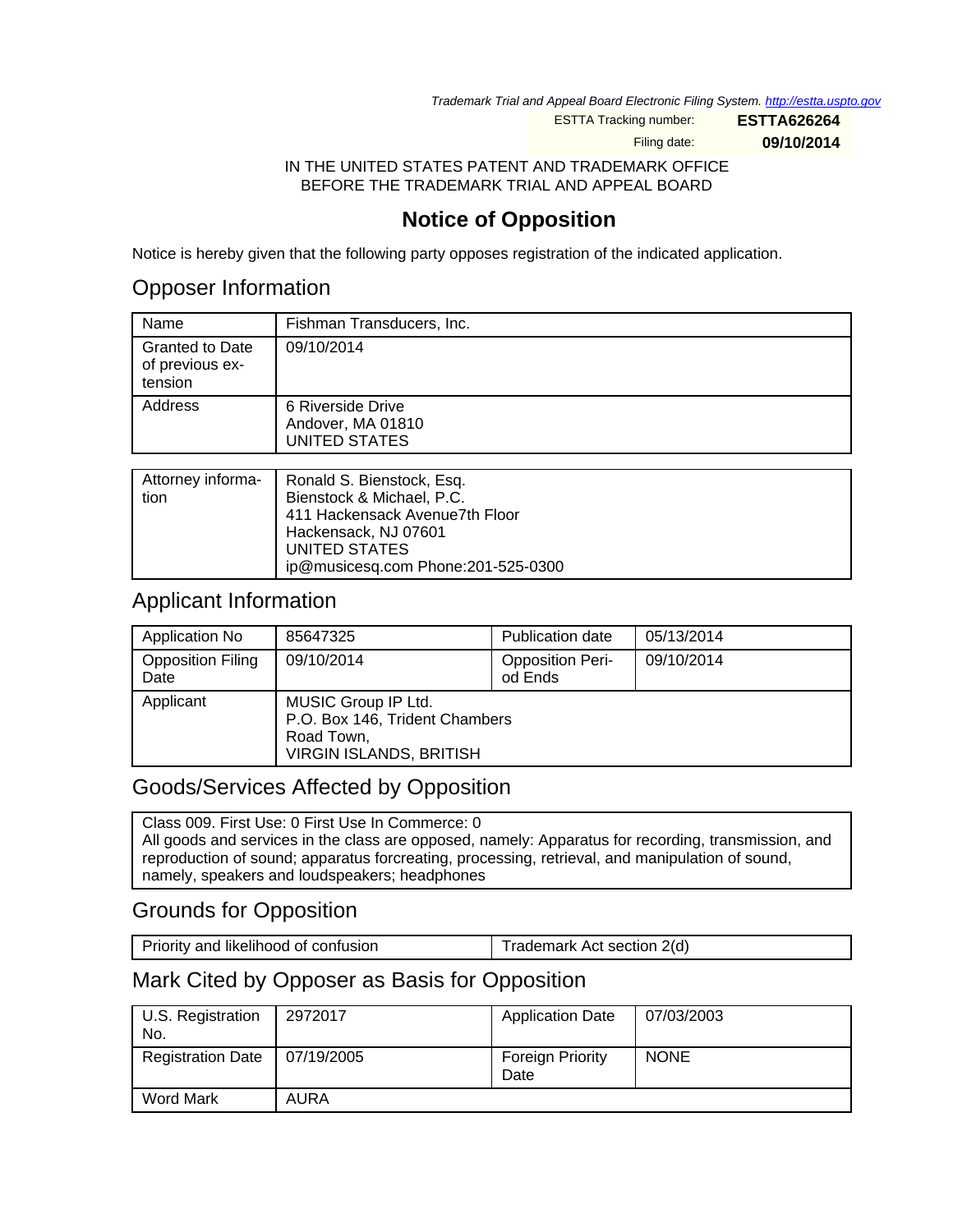Trademark Trial and Appeal Board Electronic Filing System. http://estta.uspto.gov

| | |
|---|---|
| ESTTA Tracking number: | **ESTTA626264** |
| Filing date: | **09/10/2014** |

IN THE UNITED STATES PATENT AND TRADEMARK OFFICE
BEFORE THE TRADEMARK TRIAL AND APPEAL BOARD

# Notice of Opposition

Notice is hereby given that the following party opposes registration of the indicated application.

## Opposer Information

| | |
|---|---|
| Name | Fishman Transducers, Inc. |
| Granted to Date of previous extension | 09/10/2014 |
| Address | 6 Riverside Drive<br>Andover, MA 01810<br>UNITED STATES |

| | |
|---|---|
| Attorney information | Ronald S. Bienstock, Esq.<br>Bienstock & Michael, P.C.<br>411 Hackensack Avenue7th Floor<br>Hackensack, NJ 07601<br>UNITED STATES<br>ip@musicesq.com Phone:201-525-0300 |

## Applicant Information

| | | | |
|---|---|---|---|
| Application No | 85647325 | Publication date | 05/13/2014 |
| Opposition Filing Date | 09/10/2014 | Opposition Period Ends | 09/10/2014 |
| Applicant | MUSIC Group IP Ltd.<br>P.O. Box 146, Trident Chambers<br>Road Town,<br>VIRGIN ISLANDS, BRITISH | | |

## Goods/Services Affected by Opposition

Class 009. First Use: 0 First Use In Commerce: 0
All goods and services in the class are opposed, namely: Apparatus for recording, transmission, and reproduction of sound; apparatus forcreating, processing, retrieval, and manipulation of sound, namely, speakers and loudspeakers; headphones

## Grounds for Opposition

| | |
|---|---|
| Priority and likelihood of confusion | Trademark Act section 2(d) |

## Mark Cited by Opposer as Basis for Opposition

| | | | |
|---|---|---|---|
| U.S. Registration No. | 2972017 | Application Date | 07/03/2003 |
| Registration Date | 07/19/2005 | Foreign Priority Date | NONE |
| Word Mark | AURA | | |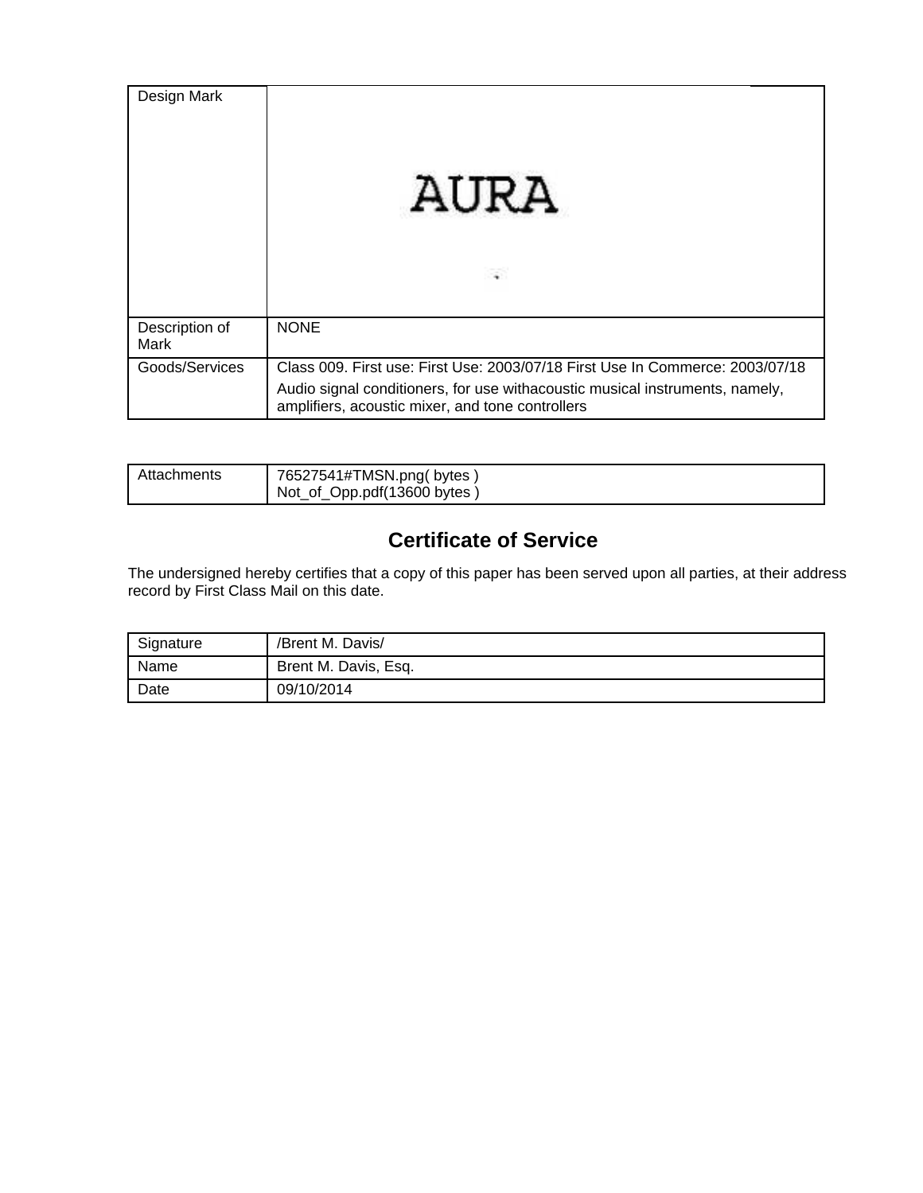| | |
|---|---|
| Design Mark | AURA |
| Description of Mark | NONE |
| Goods/Services | Class 009. First use: First Use: 2003/07/18 First Use In Commerce: 2003/07/18<br>Audio signal conditioners, for use withacoustic musical instruments, namely, amplifiers, acoustic mixer, and tone controllers |

| | |
|---|---|
| Attachments | 76527541#TMSN.png( bytes )<br>Not_of_Opp.pdf(13600 bytes ) |

## Certificate of Service

The undersigned hereby certifies that a copy of this paper has been served upon all parties, at their address record by First Class Mail on this date.

| | |
|---|---|
| Signature | /Brent M. Davis/ |
| Name | Brent M. Davis, Esq. |
| Date | 09/10/2014 |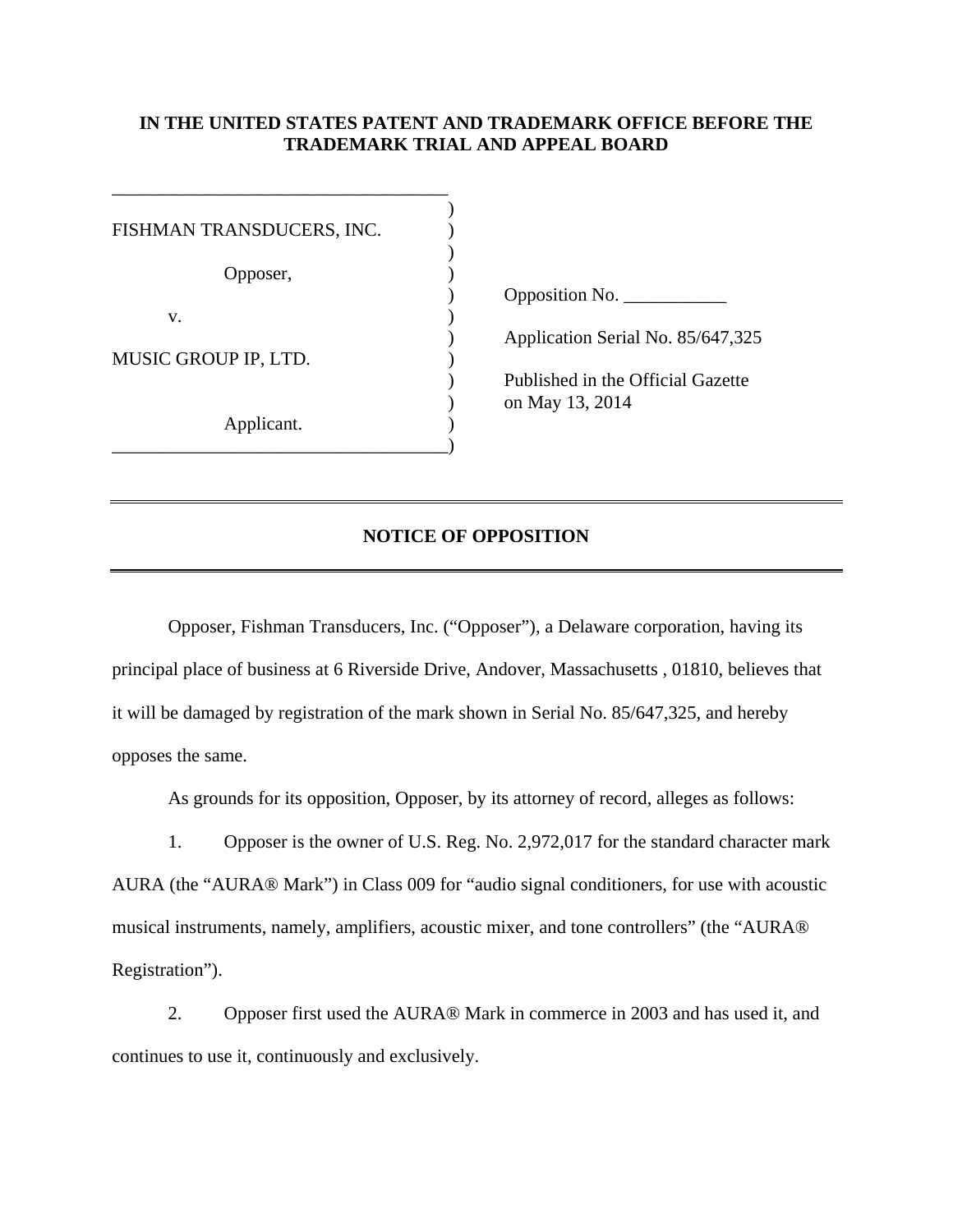**IN THE UNITED STATES PATENT AND TRADEMARK OFFICE BEFORE THE TRADEMARK TRIAL AND APPEAL BOARD**

| | |
|---|---|
| FISHMAN TRANSDUCERS, INC. | |
| Opposer, | Opposition No. ___________ |
| v. | Application Serial No. 85/647,325 |
| MUSIC GROUP IP, LTD. | Published in the Official Gazette on May 13, 2014 |
| Applicant. | |

## NOTICE OF OPPOSITION

Opposer, Fishman Transducers, Inc. ("Opposer"), a Delaware corporation, having its principal place of business at 6 Riverside Drive, Andover, Massachusetts , 01810, believes that it will be damaged by registration of the mark shown in Serial No. 85/647,325, and hereby opposes the same.

As grounds for its opposition, Opposer, by its attorney of record, alleges as follows:

1. Opposer is the owner of U.S. Reg. No. 2,972,017 for the standard character mark AURA (the "AURA® Mark") in Class 009 for "audio signal conditioners, for use with acoustic musical instruments, namely, amplifiers, acoustic mixer, and tone controllers" (the "AURA® Registration").

2. Opposer first used the AURA® Mark in commerce in 2003 and has used it, and continues to use it, continuously and exclusively.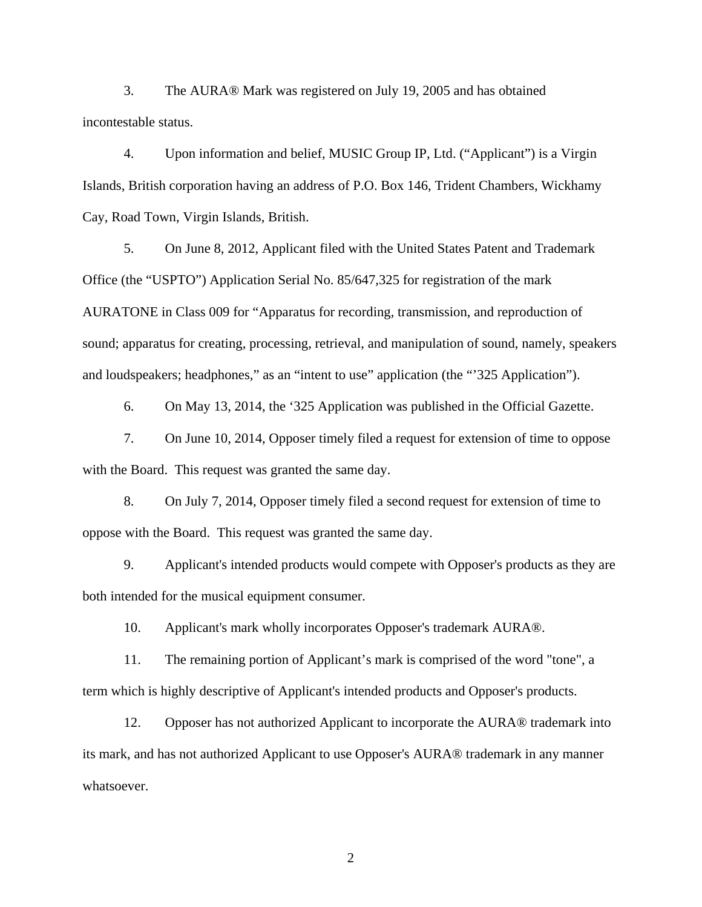3. The AURA® Mark was registered on July 19, 2005 and has obtained incontestable status.

4. Upon information and belief, MUSIC Group IP, Ltd. ("Applicant") is a Virgin Islands, British corporation having an address of P.O. Box 146, Trident Chambers, Wickhamy Cay, Road Town, Virgin Islands, British.

5. On June 8, 2012, Applicant filed with the United States Patent and Trademark Office (the "USPTO") Application Serial No. 85/647,325 for registration of the mark AURATONE in Class 009 for "Apparatus for recording, transmission, and reproduction of sound; apparatus for creating, processing, retrieval, and manipulation of sound, namely, speakers and loudspeakers; headphones," as an "intent to use" application (the "'325 Application").

6. On May 13, 2014, the '325 Application was published in the Official Gazette.

7. On June 10, 2014, Opposer timely filed a request for extension of time to oppose with the Board. This request was granted the same day.

8. On July 7, 2014, Opposer timely filed a second request for extension of time to oppose with the Board. This request was granted the same day.

9. Applicant's intended products would compete with Opposer's products as they are both intended for the musical equipment consumer.

10. Applicant's mark wholly incorporates Opposer's trademark AURA®.

11. The remaining portion of Applicant's mark is comprised of the word "tone", a term which is highly descriptive of Applicant's intended products and Opposer's products.

12. Opposer has not authorized Applicant to incorporate the AURA® trademark into its mark, and has not authorized Applicant to use Opposer's AURA® trademark in any manner whatsoever.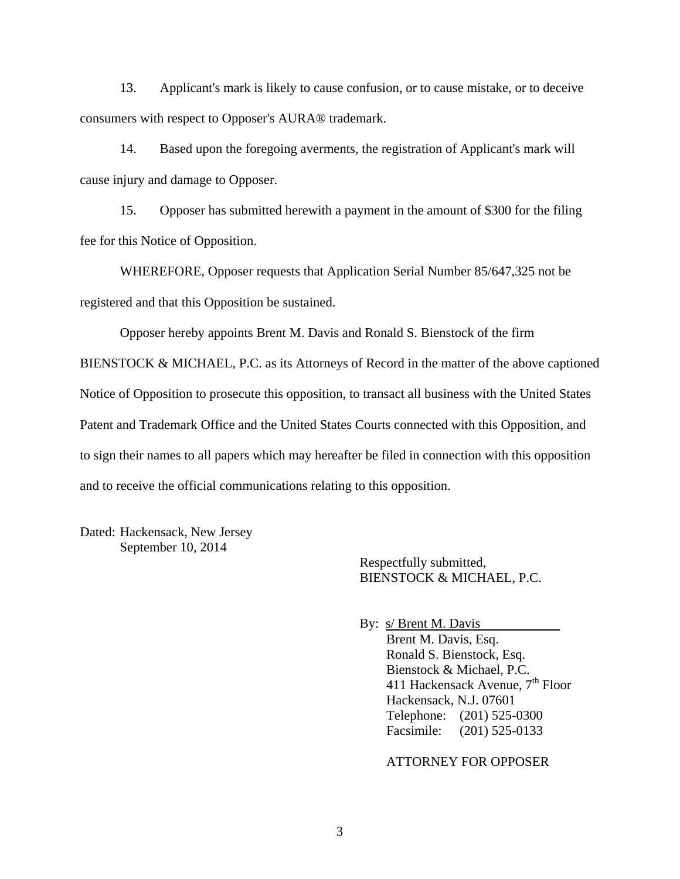13. Applicant's mark is likely to cause confusion, or to cause mistake, or to deceive consumers with respect to Opposer's AURA® trademark.

14. Based upon the foregoing averments, the registration of Applicant's mark will cause injury and damage to Opposer.

15. Opposer has submitted herewith a payment in the amount of $300 for the filing fee for this Notice of Opposition.

WHEREFORE, Opposer requests that Application Serial Number 85/647,325 not be registered and that this Opposition be sustained.

Opposer hereby appoints Brent M. Davis and Ronald S. Bienstock of the firm BIENSTOCK & MICHAEL, P.C. as its Attorneys of Record in the matter of the above captioned Notice of Opposition to prosecute this opposition, to transact all business with the United States Patent and Trademark Office and the United States Courts connected with this Opposition, and to sign their names to all papers which may hereafter be filed in connection with this opposition and to receive the official communications relating to this opposition.

Dated: Hackensack, New Jersey
September 10, 2014

Respectfully submitted,
BIENSTOCK & MICHAEL, P.C.

By: s/ Brent M. Davis
Brent M. Davis, Esq.
Ronald S. Bienstock, Esq.
Bienstock & Michael, P.C.
411 Hackensack Avenue, 7th Floor
Hackensack, N.J. 07601
Telephone: (201) 525-0300
Facsimile: (201) 525-0133

ATTORNEY FOR OPPOSER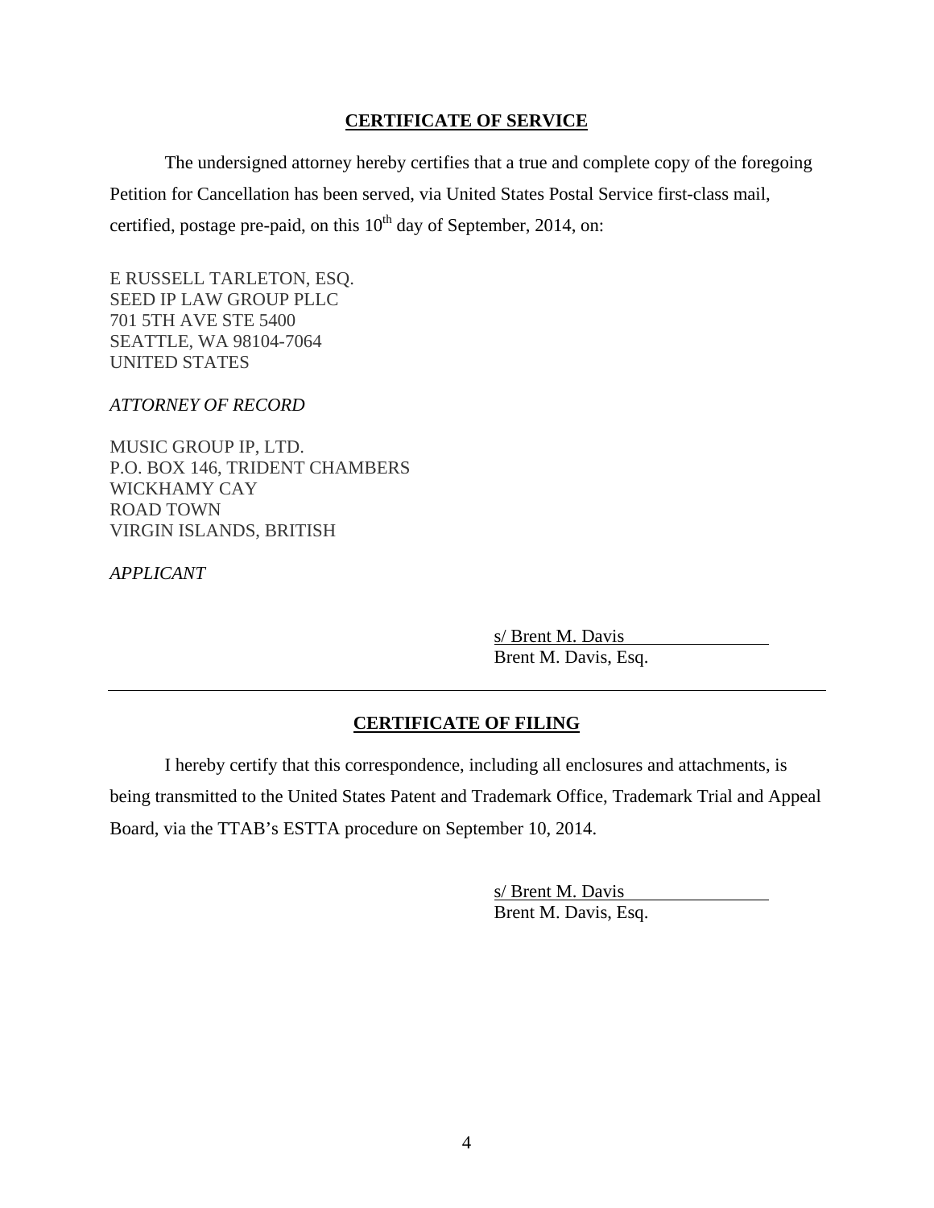## CERTIFICATE OF SERVICE

The undersigned attorney hereby certifies that a true and complete copy of the foregoing Petition for Cancellation has been served, via United States Postal Service first-class mail, certified, postage pre-paid, on this 10th day of September, 2014, on:

E RUSSELL TARLETON, ESQ.
SEED IP LAW GROUP PLLC
701 5TH AVE STE 5400
SEATTLE, WA 98104-7064
UNITED STATES

*ATTORNEY OF RECORD*

MUSIC GROUP IP, LTD.
P.O. BOX 146, TRIDENT CHAMBERS
WICKHAMY CAY
ROAD TOWN
VIRGIN ISLANDS, BRITISH

*APPLICANT*

s/ Brent M. Davis
Brent M. Davis, Esq.

---

## CERTIFICATE OF FILING

I hereby certify that this correspondence, including all enclosures and attachments, is being transmitted to the United States Patent and Trademark Office, Trademark Trial and Appeal Board, via the TTAB's ESTTA procedure on September 10, 2014.

s/ Brent M. Davis
Brent M. Davis, Esq.